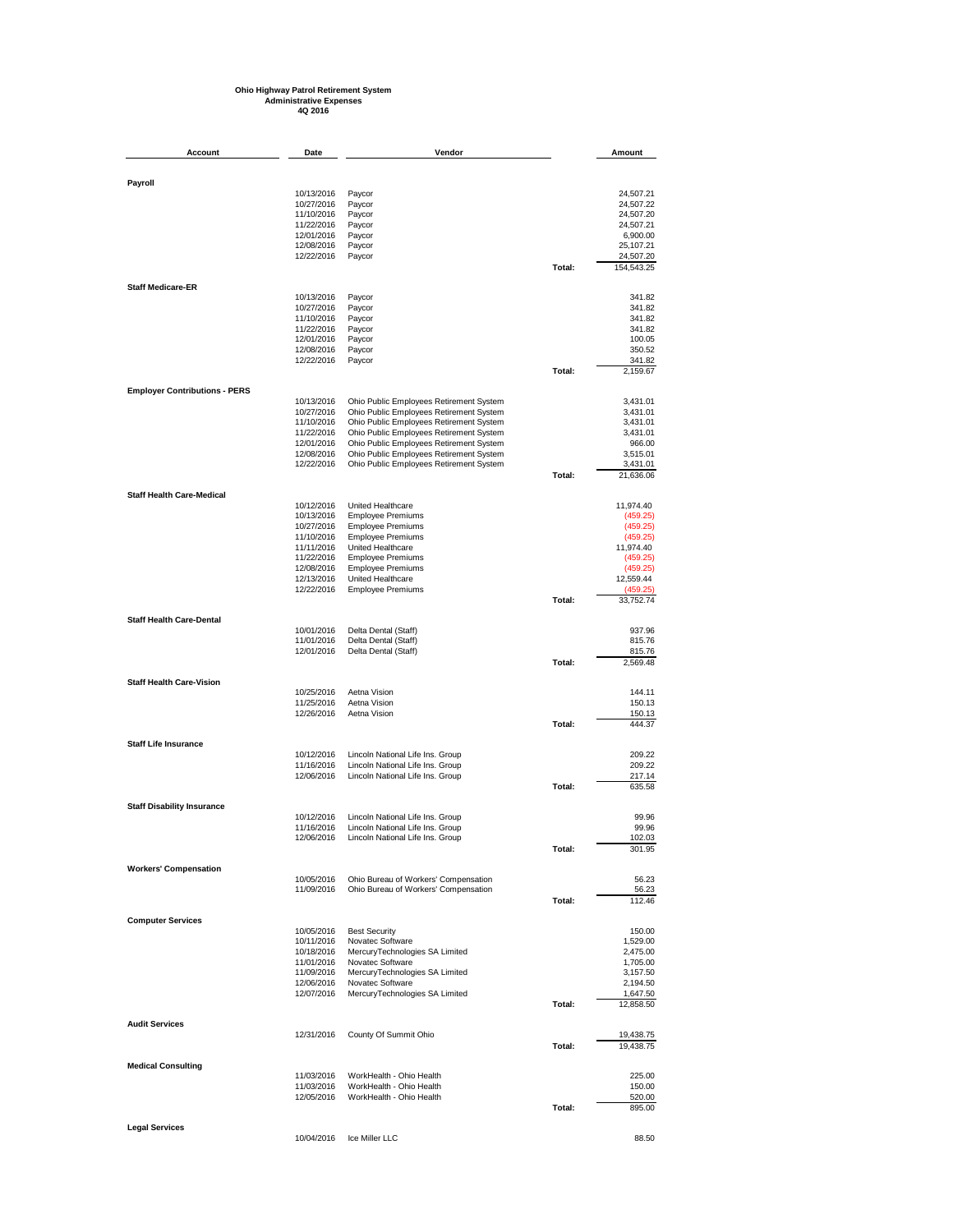**Ohio Highway Patrol Retirement System**
**Administrative Expenses**
**4Q 2016**

| Account | Date | Vendor | | Amount |
|---|---|---|---|---|
| **Payroll** | | | | |
| | 10/13/2016 | Paycor | | 24,507.21 |
| | 10/27/2016 | Paycor | | 24,507.22 |
| | 11/10/2016 | Paycor | | 24,507.20 |
| | 11/22/2016 | Paycor | | 24,507.21 |
| | 12/01/2016 | Paycor | | 6,900.00 |
| | 12/08/2016 | Paycor | | 25,107.21 |
| | 12/22/2016 | Paycor | | 24,507.20 |
| | | | Total: | 154,543.25 |
| **Staff Medicare-ER** | | | | |
| | 10/13/2016 | Paycor | | 341.82 |
| | 10/27/2016 | Paycor | | 341.82 |
| | 11/10/2016 | Paycor | | 341.82 |
| | 11/22/2016 | Paycor | | 341.82 |
| | 12/01/2016 | Paycor | | 100.05 |
| | 12/08/2016 | Paycor | | 350.52 |
| | 12/22/2016 | Paycor | | 341.82 |
| | | | Total: | 2,159.67 |
| **Employer Contributions - PERS** | | | | |
| | 10/13/2016 | Ohio Public Employees Retirement System | | 3,431.01 |
| | 10/27/2016 | Ohio Public Employees Retirement System | | 3,431.01 |
| | 11/10/2016 | Ohio Public Employees Retirement System | | 3,431.01 |
| | 11/22/2016 | Ohio Public Employees Retirement System | | 3,431.01 |
| | 12/01/2016 | Ohio Public Employees Retirement System | | 966.00 |
| | 12/08/2016 | Ohio Public Employees Retirement System | | 3,515.01 |
| | 12/22/2016 | Ohio Public Employees Retirement System | | 3,431.01 |
| | | | Total: | 21,636.06 |
| **Staff Health Care-Medical** | | | | |
| | 10/12/2016 | United Healthcare | | 11,974.40 |
| | 10/13/2016 | Employee Premiums | | (459.25) |
| | 10/27/2016 | Employee Premiums | | (459.25) |
| | 11/10/2016 | Employee Premiums | | (459.25) |
| | 11/11/2016 | United Healthcare | | 11,974.40 |
| | 11/22/2016 | Employee Premiums | | (459.25) |
| | 12/08/2016 | Employee Premiums | | (459.25) |
| | 12/13/2016 | United Healthcare | | 12,559.44 |
| | 12/22/2016 | Employee Premiums | | (459.25) |
| | | | Total: | 33,752.74 |
| **Staff Health Care-Dental** | | | | |
| | 10/01/2016 | Delta Dental (Staff) | | 937.96 |
| | 11/01/2016 | Delta Dental (Staff) | | 815.76 |
| | 12/01/2016 | Delta Dental (Staff) | | 815.76 |
| | | | Total: | 2,569.48 |
| **Staff Health Care-Vision** | | | | |
| | 10/25/2016 | Aetna Vision | | 144.11 |
| | 11/25/2016 | Aetna Vision | | 150.13 |
| | 12/26/2016 | Aetna Vision | | 150.13 |
| | | | Total: | 444.37 |
| **Staff Life Insurance** | | | | |
| | 10/12/2016 | Lincoln National Life Ins. Group | | 209.22 |
| | 11/16/2016 | Lincoln National Life Ins. Group | | 209.22 |
| | 12/06/2016 | Lincoln National Life Ins. Group | | 217.14 |
| | | | Total: | 635.58 |
| **Staff Disability Insurance** | | | | |
| | 10/12/2016 | Lincoln National Life Ins. Group | | 99.96 |
| | 11/16/2016 | Lincoln National Life Ins. Group | | 99.96 |
| | 12/06/2016 | Lincoln National Life Ins. Group | | 102.03 |
| | | | Total: | 301.95 |
| **Workers' Compensation** | | | | |
| | 10/05/2016 | Ohio Bureau of Workers' Compensation | | 56.23 |
| | 11/09/2016 | Ohio Bureau of Workers' Compensation | | 56.23 |
| | | | Total: | 112.46 |
| **Computer Services** | | | | |
| | 10/05/2016 | Best Security | | 150.00 |
| | 10/11/2016 | Novatec Software | | 1,529.00 |
| | 10/18/2016 | MercuryTechnologies SA Limited | | 2,475.00 |
| | 11/01/2016 | Novatec Software | | 1,705.00 |
| | 11/09/2016 | MercuryTechnologies SA Limited | | 3,157.50 |
| | 12/06/2016 | Novatec Software | | 2,194.50 |
| | 12/07/2016 | MercuryTechnologies SA Limited | | 1,647.50 |
| | | | Total: | 12,858.50 |
| **Audit Services** | | | | |
| | 12/31/2016 | County Of Summit Ohio | | 19,438.75 |
| | | | Total: | 19,438.75 |
| **Medical Consulting** | | | | |
| | 11/03/2016 | WorkHealth - Ohio Health | | 225.00 |
| | 11/03/2016 | WorkHealth - Ohio Health | | 150.00 |
| | 12/05/2016 | WorkHealth - Ohio Health | | 520.00 |
| | | | Total: | 895.00 |
| **Legal Services** | | | | |
| | 10/04/2016 | Ice Miller LLC | | 88.50 |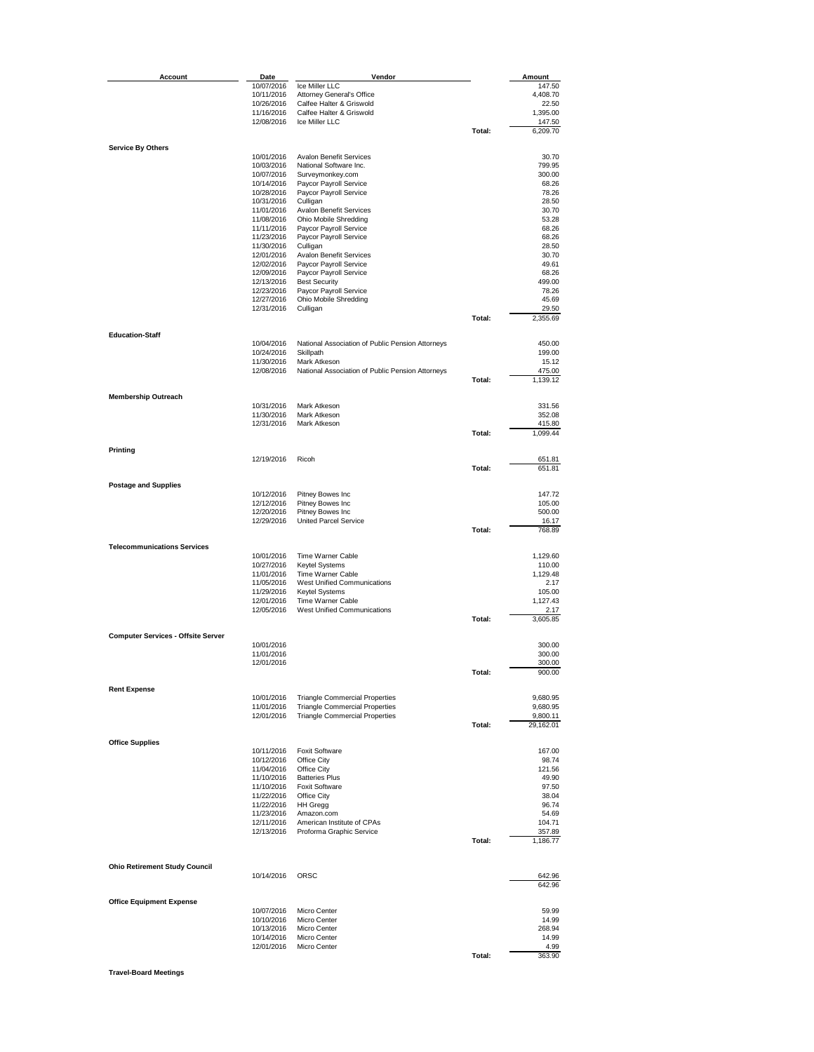| Account | Date | Vendor | | Amount |
|---|---|---|---|---|
| | 10/07/2016 | Ice Miller LLC | | 147.50 |
| | 10/11/2016 | Attorney General's Office | | 4,408.70 |
| | 10/26/2016 | Calfee Halter & Griswold | | 22.50 |
| | 11/16/2016 | Calfee Halter & Griswold | | 1,395.00 |
| | 12/08/2016 | Ice Miller LLC | | 147.50 |
| | | | Total: | 6,209.70 |
| **Service By Others** | | | | |
| | 10/01/2016 | Avalon Benefit Services | | 30.70 |
| | 10/03/2016 | National Software Inc. | | 799.95 |
| | 10/07/2016 | Surveymonkey.com | | 300.00 |
| | 10/14/2016 | Paycor Payroll Service | | 68.26 |
| | 10/28/2016 | Paycor Payroll Service | | 78.26 |
| | 10/31/2016 | Culligan | | 28.50 |
| | 11/01/2016 | Avalon Benefit Services | | 30.70 |
| | 11/08/2016 | Ohio Mobile Shredding | | 53.28 |
| | 11/11/2016 | Paycor Payroll Service | | 68.26 |
| | 11/23/2016 | Paycor Payroll Service | | 68.26 |
| | 11/30/2016 | Culligan | | 28.50 |
| | 12/01/2016 | Avalon Benefit Services | | 30.70 |
| | 12/02/2016 | Paycor Payroll Service | | 49.61 |
| | 12/09/2016 | Paycor Payroll Service | | 68.26 |
| | 12/13/2016 | Best Security | | 499.00 |
| | 12/23/2016 | Paycor Payroll Service | | 78.26 |
| | 12/27/2016 | Ohio Mobile Shredding | | 45.69 |
| | 12/31/2016 | Culligan | | 29.50 |
| | | | Total: | 2,355.69 |
| **Education-Staff** | | | | |
| | 10/04/2016 | National Association of Public Pension Attorneys | | 450.00 |
| | 10/24/2016 | Skillpath | | 199.00 |
| | 11/30/2016 | Mark Atkeson | | 15.12 |
| | 12/08/2016 | National Association of Public Pension Attorneys | | 475.00 |
| | | | Total: | 1,139.12 |
| **Membership Outreach** | | | | |
| | 10/31/2016 | Mark Atkeson | | 331.56 |
| | 11/30/2016 | Mark Atkeson | | 352.08 |
| | 12/31/2016 | Mark Atkeson | | 415.80 |
| | | | Total: | 1,099.44 |
| **Printing** | | | | |
| | 12/19/2016 | Ricoh | | 651.81 |
| | | | Total: | 651.81 |
| **Postage and Supplies** | | | | |
| | 10/12/2016 | Pitney Bowes Inc | | 147.72 |
| | 12/12/2016 | Pitney Bowes Inc | | 105.00 |
| | 12/20/2016 | Pitney Bowes Inc | | 500.00 |
| | 12/29/2016 | United Parcel Service | | 16.17 |
| | | | Total: | 768.89 |
| **Telecommunications Services** | | | | |
| | 10/01/2016 | Time Warner Cable | | 1,129.60 |
| | 10/27/2016 | Keytel Systems | | 110.00 |
| | 11/01/2016 | Time Warner Cable | | 1,129.48 |
| | 11/05/2016 | West Unified Communications | | 2.17 |
| | 11/29/2016 | Keytel Systems | | 105.00 |
| | 12/01/2016 | Time Warner Cable | | 1,127.43 |
| | 12/05/2016 | West Unified Communications | | 2.17 |
| | | | Total: | 3,605.85 |
| **Computer Services - Offsite Server** | | | | |
| | 10/01/2016 | | | 300.00 |
| | 11/01/2016 | | | 300.00 |
| | 12/01/2016 | | | 300.00 |
| | | | Total: | 900.00 |
| **Rent Expense** | | | | |
| | 10/01/2016 | Triangle Commercial Properties | | 9,680.95 |
| | 11/01/2016 | Triangle Commercial Properties | | 9,680.95 |
| | 12/01/2016 | Triangle Commercial Properties | | 9,800.11 |
| | | | Total: | 29,162.01 |
| **Office Supplies** | | | | |
| | 10/11/2016 | Foxit Software | | 167.00 |
| | 10/12/2016 | Office City | | 98.74 |
| | 11/04/2016 | Office City | | 121.56 |
| | 11/10/2016 | Batteries Plus | | 49.90 |
| | 11/10/2016 | Foxit Software | | 97.50 |
| | 11/22/2016 | Office City | | 38.04 |
| | 11/22/2016 | HH Gregg | | 96.74 |
| | 11/23/2016 | Amazon.com | | 54.69 |
| | 12/11/2016 | American Institute of CPAs | | 104.71 |
| | 12/13/2016 | Proforma Graphic Service | | 357.89 |
| | | | Total: | 1,186.77 |
| **Ohio Retirement Study Council** | | | | |
| | 10/14/2016 | ORSC | | 642.96 |
| | | | | 642.96 |
| **Office Equipment Expense** | | | | |
| | 10/07/2016 | Micro Center | | 59.99 |
| | 10/10/2016 | Micro Center | | 14.99 |
| | 10/13/2016 | Micro Center | | 268.94 |
| | 10/14/2016 | Micro Center | | 14.99 |
| | 12/01/2016 | Micro Center | | 4.99 |
| | | | Total: | 363.90 |
| **Travel-Board Meetings** | | | | |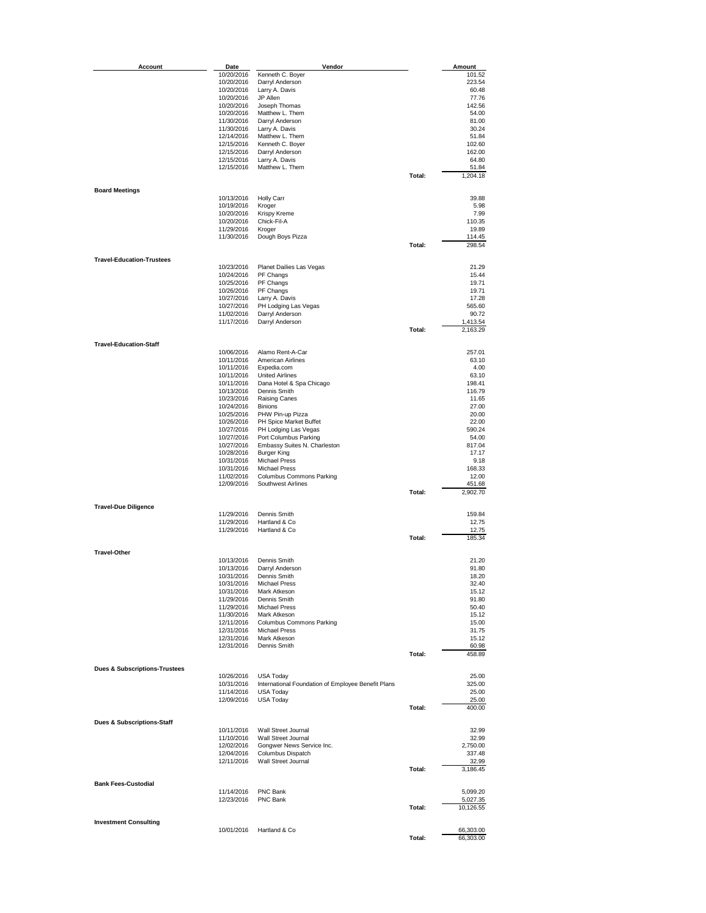| Account | Date | Vendor | | Amount |
|---|---|---|---|---|
| | 10/20/2016 | Kenneth C. Boyer | | 101.52 |
| | 10/20/2016 | Darryl Anderson | | 223.54 |
| | 10/20/2016 | Larry A. Davis | | 60.48 |
| | 10/20/2016 | JP Allen | | 77.76 |
| | 10/20/2016 | Joseph Thomas | | 142.56 |
| | 10/20/2016 | Matthew L. Them | | 54.00 |
| | 11/30/2016 | Darryl Anderson | | 81.00 |
| | 11/30/2016 | Larry A. Davis | | 30.24 |
| | 12/14/2016 | Matthew L. Them | | 51.84 |
| | 12/15/2016 | Kenneth C. Boyer | | 102.60 |
| | 12/15/2016 | Darryl Anderson | | 162.00 |
| | 12/15/2016 | Larry A. Davis | | 64.80 |
| | 12/15/2016 | Matthew L. Them | | 51.84 |
| | | | **Total:** | 1,204.18 |
| **Board Meetings** | | | | |
| | 10/13/2016 | Holly Carr | | 39.88 |
| | 10/19/2016 | Kroger | | 5.98 |
| | 10/20/2016 | Krispy Kreme | | 7.99 |
| | 10/20/2016 | Chick-Fil-A | | 110.35 |
| | 11/29/2016 | Kroger | | 19.89 |
| | 11/30/2016 | Dough Boys Pizza | | 114.45 |
| | | | **Total:** | 298.54 |
| **Travel-Education-Trustees** | | | | |
| | 10/23/2016 | Planet Dailies Las Vegas | | 21.29 |
| | 10/24/2016 | PF Changs | | 15.44 |
| | 10/25/2016 | PF Changs | | 19.71 |
| | 10/26/2016 | PF Changs | | 19.71 |
| | 10/27/2016 | Larry A. Davis | | 17.28 |
| | 10/27/2016 | PH Lodging Las Vegas | | 565.60 |
| | 11/02/2016 | Darryl Anderson | | 90.72 |
| | 11/17/2016 | Darryl Anderson | | 1,413.54 |
| | | | **Total:** | 2,163.29 |
| **Travel-Education-Staff** | | | | |
| | 10/06/2016 | Alamo Rent-A-Car | | 257.01 |
| | 10/11/2016 | American Airlines | | 63.10 |
| | 10/11/2016 | Expedia.com | | 4.00 |
| | 10/11/2016 | United Airlines | | 63.10 |
| | 10/11/2016 | Dana Hotel & Spa Chicago | | 198.41 |
| | 10/13/2016 | Dennis Smith | | 116.79 |
| | 10/23/2016 | Raising Canes | | 11.65 |
| | 10/24/2016 | Binions | | 27.00 |
| | 10/25/2016 | PHW Pin-up Pizza | | 20.00 |
| | 10/26/2016 | PH Spice Market Buffet | | 22.00 |
| | 10/27/2016 | PH Lodging Las Vegas | | 590.24 |
| | 10/27/2016 | Port Columbus Parking | | 54.00 |
| | 10/27/2016 | Embassy Suites N. Charleston | | 817.04 |
| | 10/28/2016 | Burger King | | 17.17 |
| | 10/31/2016 | Michael Press | | 9.18 |
| | 10/31/2016 | Michael Press | | 168.33 |
| | 11/02/2016 | Columbus Commons Parking | | 12.00 |
| | 12/09/2016 | Southwest Airlines | | 451.68 |
| | | | **Total:** | 2,902.70 |
| **Travel-Due Diligence** | | | | |
| | 11/29/2016 | Dennis Smith | | 159.84 |
| | 11/29/2016 | Hartland & Co | | 12.75 |
| | 11/29/2016 | Hartland & Co | | 12.75 |
| | | | **Total:** | 185.34 |
| **Travel-Other** | | | | |
| | 10/13/2016 | Dennis Smith | | 21.20 |
| | 10/13/2016 | Darryl Anderson | | 91.80 |
| | 10/31/2016 | Dennis Smith | | 18.20 |
| | 10/31/2016 | Michael Press | | 32.40 |
| | 10/31/2016 | Mark Atkeson | | 15.12 |
| | 11/29/2016 | Dennis Smith | | 91.80 |
| | 11/29/2016 | Michael Press | | 50.40 |
| | 11/30/2016 | Mark Atkeson | | 15.12 |
| | 12/11/2016 | Columbus Commons Parking | | 15.00 |
| | 12/31/2016 | Michael Press | | 31.75 |
| | 12/31/2016 | Mark Atkeson | | 15.12 |
| | 12/31/2016 | Dennis Smith | | 60.98 |
| | | | **Total:** | 458.89 |
| **Dues & Subscriptions-Trustees** | | | | |
| | 10/26/2016 | USA Today | | 25.00 |
| | 10/31/2016 | International Foundation of Employee Benefit Plans | | 325.00 |
| | 11/14/2016 | USA Today | | 25.00 |
| | 12/09/2016 | USA Today | | 25.00 |
| | | | **Total:** | 400.00 |
| **Dues & Subscriptions-Staff** | | | | |
| | 10/11/2016 | Wall Street Journal | | 32.99 |
| | 11/10/2016 | Wall Street Journal | | 32.99 |
| | 12/02/2016 | Gongwer News Service Inc. | | 2,750.00 |
| | 12/04/2016 | Columbus Dispatch | | 337.48 |
| | 12/11/2016 | Wall Street Journal | | 32.99 |
| | | | **Total:** | 3,186.45 |
| **Bank Fees-Custodial** | | | | |
| | 11/14/2016 | PNC Bank | | 5,099.20 |
| | 12/23/2016 | PNC Bank | | 5,027.35 |
| | | | **Total:** | 10,126.55 |
| **Investment Consulting** | | | | |
| | 10/01/2016 | Hartland & Co | | 66,303.00 |
| | | | **Total:** | 66,303.00 |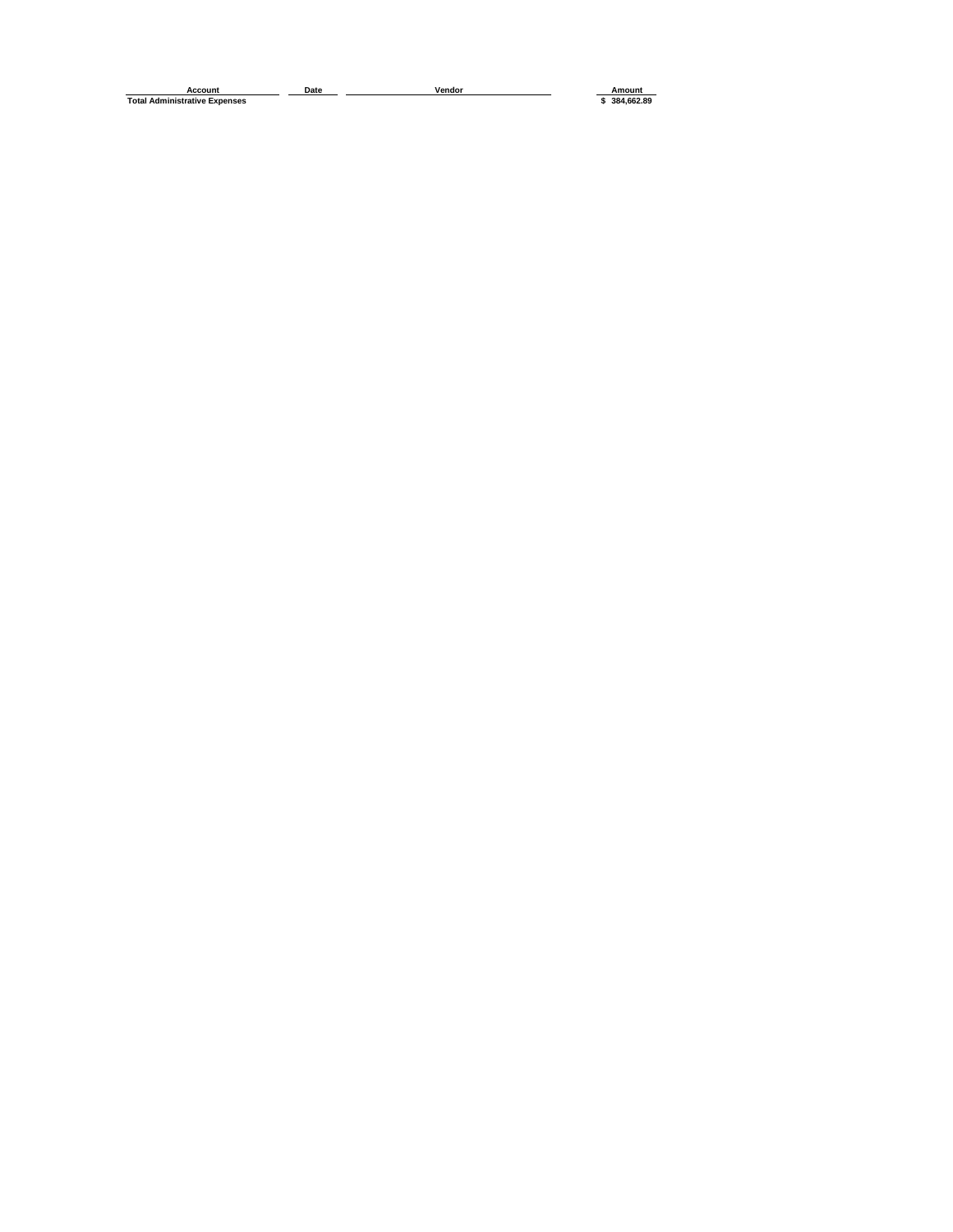| Account | Date | Vendor | Amount |
| --- | --- | --- | --- |
| **Total Administrative Expenses** | | | **$ 384,662.89** |